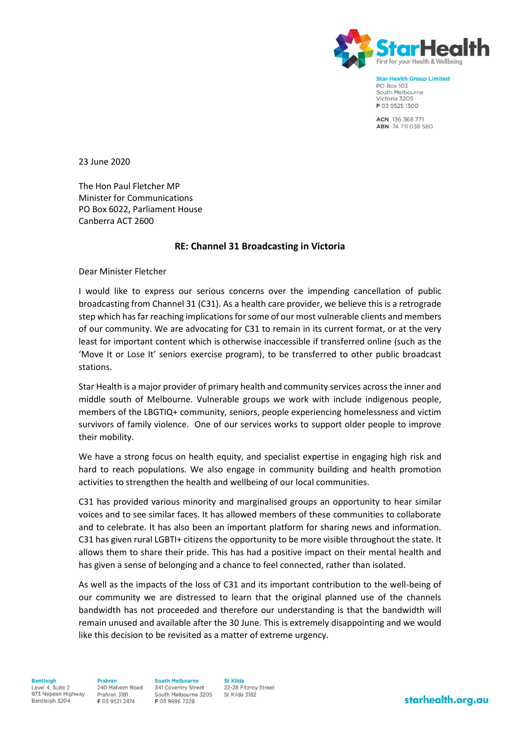**Star Health Group Limited**
PO Box 103
South Melbourne
Victoria 3205
**P** 03 9525 1300

**ACN** 136 368 771
**ABN** 74 711 038 580

23 June 2020

The Hon Paul Fletcher MP
Minister for Communications
PO Box 6022, Parliament House
Canberra ACT 2600

**RE: Channel 31 Broadcasting in Victoria**

Dear Minister Fletcher

I would like to express our serious concerns over the impending cancellation of public broadcasting from Channel 31 (C31). As a health care provider, we believe this is a retrograde step which has far reaching implications for some of our most vulnerable clients and members of our community. We are advocating for C31 to remain in its current format, or at the very least for important content which is otherwise inaccessible if transferred online (such as the 'Move It or Lose It' seniors exercise program), to be transferred to other public broadcast stations.

Star Health is a major provider of primary health and community services across the inner and middle south of Melbourne. Vulnerable groups we work with include indigenous people, members of the LBGTIQ+ community, seniors, people experiencing homelessness and victim survivors of family violence. One of our services works to support older people to improve their mobility.

We have a strong focus on health equity, and specialist expertise in engaging high risk and hard to reach populations. We also engage in community building and health promotion activities to strengthen the health and wellbeing of our local communities.

C31 has provided various minority and marginalised groups an opportunity to hear similar voices and to see similar faces. It has allowed members of these communities to collaborate and to celebrate. It has also been an important platform for sharing news and information. C31 has given rural LGBTI+ citizens the opportunity to be more visible throughout the state. It allows them to share their pride. This has had a positive impact on their mental health and has given a sense of belonging and a chance to feel connected, rather than isolated.

As well as the impacts of the loss of C31 and its important contribution to the well-being of our community we are distressed to learn that the original planned use of the channels bandwidth has not proceeded and therefore our understanding is that the bandwidth will remain unused and available after the 30 June. This is extremely disappointing and we would like this decision to be revisited as a matter of extreme urgency.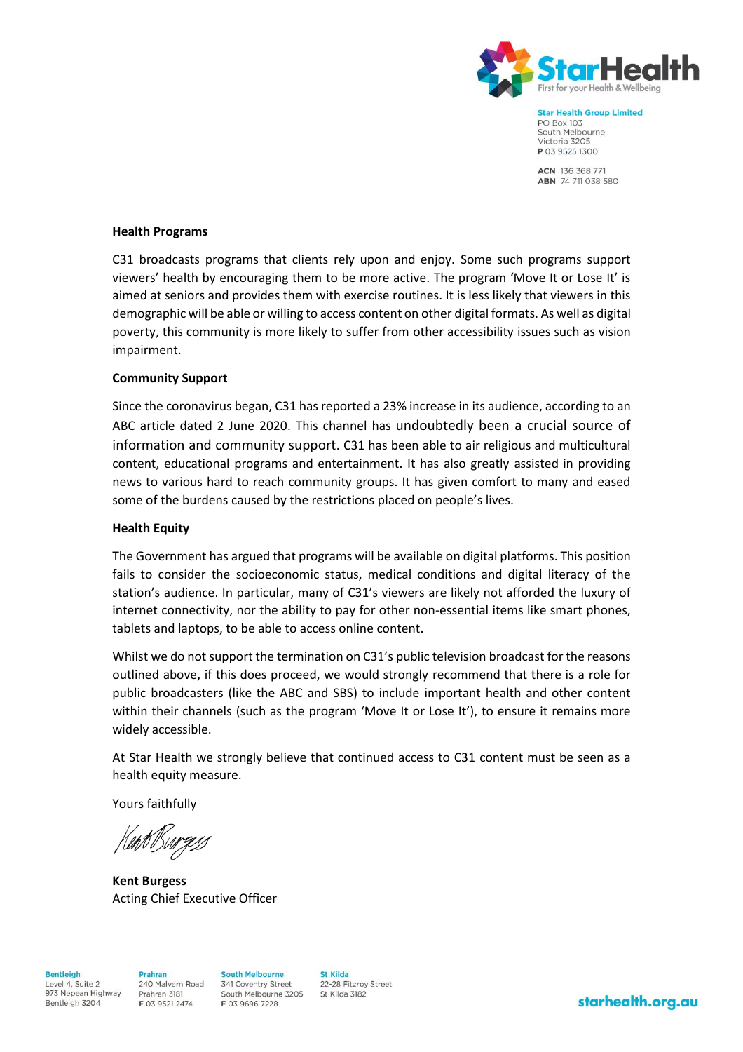**Star Health Group Limited**
PO Box 103
South Melbourne
Victoria 3205
**P** 03 9525 1300

**ACN** 136 368 771
**ABN** 74 711 038 580

**Health Programs**

C31 broadcasts programs that clients rely upon and enjoy. Some such programs support viewers' health by encouraging them to be more active. The program 'Move It or Lose It' is aimed at seniors and provides them with exercise routines. It is less likely that viewers in this demographic will be able or willing to access content on other digital formats. As well as digital poverty, this community is more likely to suffer from other accessibility issues such as vision impairment.

**Community Support**

Since the coronavirus began, C31 has reported a 23% increase in its audience, according to an ABC article dated 2 June 2020. This channel has undoubtedly been a crucial source of information and community support. C31 has been able to air religious and multicultural content, educational programs and entertainment. It has also greatly assisted in providing news to various hard to reach community groups. It has given comfort to many and eased some of the burdens caused by the restrictions placed on people's lives.

**Health Equity**

The Government has argued that programs will be available on digital platforms. This position fails to consider the socioeconomic status, medical conditions and digital literacy of the station's audience. In particular, many of C31's viewers are likely not afforded the luxury of internet connectivity, nor the ability to pay for other non-essential items like smart phones, tablets and laptops, to be able to access online content.

Whilst we do not support the termination on C31's public television broadcast for the reasons outlined above, if this does proceed, we would strongly recommend that there is a role for public broadcasters (like the ABC and SBS) to include important health and other content within their channels (such as the program 'Move It or Lose It'), to ensure it remains more widely accessible.

At Star Health we strongly believe that continued access to C31 content must be seen as a health equity measure.

Yours faithfully

**Kent Burgess**
Acting Chief Executive Officer

**Bentleigh**
Level 4, Suite 2
973 Nepean Highway
Bentleigh 3204

**Prahran**
240 Malvern Road
Prahran 3181
**F** 03 9521 2474

**South Melbourne**
341 Coventry Street
South Melbourne 3205
**F** 03 9696 7228

**St Kilda**
22-28 Fitzroy Street
St Kilda 3182

starhealth.org.au